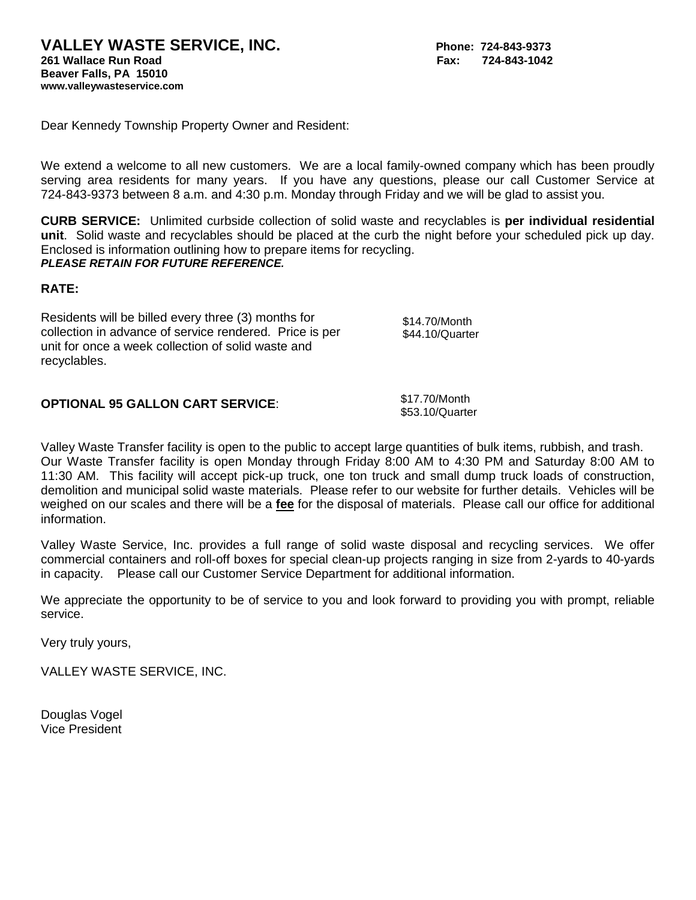# VALLEY WASTE SERVICE, INC.

**261 Wallace Run Road**
**Beaver Falls, PA 15010**
**www.valleywasteservice.com**

**Phone: 724-843-9373**
**Fax: 724-843-1042**

Dear Kennedy Township Property Owner and Resident:

We extend a welcome to all new customers. We are a local family-owned company which has been proudly serving area residents for many years. If you have any questions, please our call Customer Service at 724-843-9373 between 8 a.m. and 4:30 p.m. Monday through Friday and we will be glad to assist you.

**CURB SERVICE:** Unlimited curbside collection of solid waste and recyclables is **per individual residential unit**. Solid waste and recyclables should be placed at the curb the night before your scheduled pick up day. Enclosed is information outlining how to prepare items for recycling.
***PLEASE RETAIN FOR FUTURE REFERENCE.***

**RATE:**

Residents will be billed every three (3) months for collection in advance of service rendered. Price is per unit for once a week collection of solid waste and recyclables.

$14.70/Month
$44.10/Quarter

**OPTIONAL 95 GALLON CART SERVICE**:

$17.70/Month
$53.10/Quarter

Valley Waste Transfer facility is open to the public to accept large quantities of bulk items, rubbish, and trash. Our Waste Transfer facility is open Monday through Friday 8:00 AM to 4:30 PM and Saturday 8:00 AM to 11:30 AM. This facility will accept pick-up truck, one ton truck and small dump truck loads of construction, demolition and municipal solid waste materials. Please refer to our website for further details. Vehicles will be weighed on our scales and there will be a **fee** for the disposal of materials. Please call our office for additional information.

Valley Waste Service, Inc. provides a full range of solid waste disposal and recycling services. We offer commercial containers and roll-off boxes for special clean-up projects ranging in size from 2-yards to 40-yards in capacity. Please call our Customer Service Department for additional information.

We appreciate the opportunity to be of service to you and look forward to providing you with prompt, reliable service.

Very truly yours,

VALLEY WASTE SERVICE, INC.

Douglas Vogel
Vice President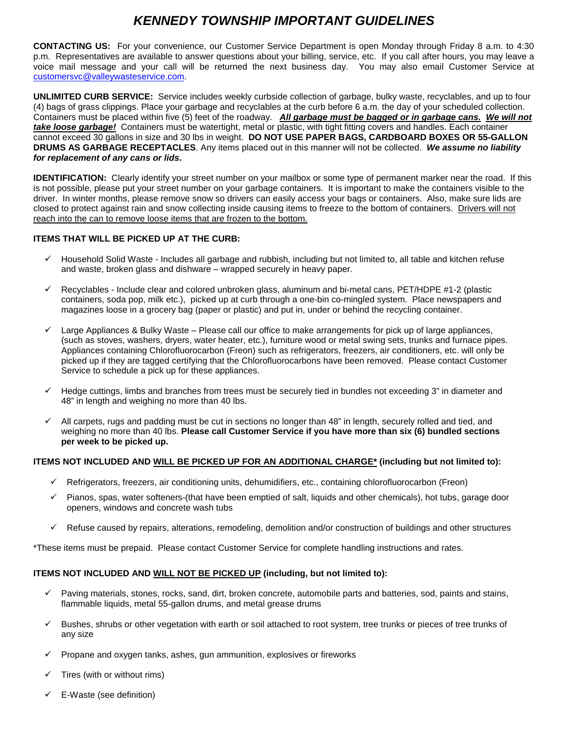# *KENNEDY TOWNSHIP IMPORTANT GUIDELINES*

**CONTACTING US:** For your convenience, our Customer Service Department is open Monday through Friday 8 a.m. to 4:30 p.m. Representatives are available to answer questions about your billing, service, etc. If you call after hours, you may leave a voice mail message and your call will be returned the next business day. You may also email Customer Service at customersvc@valleywasteservice.com.

**UNLIMITED CURB SERVICE:** Service includes weekly curbside collection of garbage, bulky waste, recyclables, and up to four (4) bags of grass clippings. Place your garbage and recyclables at the curb before 6 a.m. the day of your scheduled collection. Containers must be placed within five (5) feet of the roadway. ***All garbage must be bagged or in garbage cans. We will not take loose garbage!*** Containers must be watertight, metal or plastic, with tight fitting covers and handles. Each container cannot exceed 30 gallons in size and 30 lbs in weight. **DO NOT USE PAPER BAGS, CARDBOARD BOXES OR 55-GALLON DRUMS AS GARBAGE RECEPTACLES**. Any items placed out in this manner will not be collected. ***We assume no liability for replacement of any cans or lids*.**

**IDENTIFICATION:** Clearly identify your street number on your mailbox or some type of permanent marker near the road. If this is not possible, please put your street number on your garbage containers. It is important to make the containers visible to the driver. In winter months, please remove snow so drivers can easily access your bags or containers. Also, make sure lids are closed to protect against rain and snow collecting inside causing items to freeze to the bottom of containers. Drivers will not reach into the can to remove loose items that are frozen to the bottom.

**ITEMS THAT WILL BE PICKED UP AT THE CURB:**

- ✓ Household Solid Waste - Includes all garbage and rubbish, including but not limited to, all table and kitchen refuse and waste, broken glass and dishware – wrapped securely in heavy paper.
- ✓ Recyclables - Include clear and colored unbroken glass, aluminum and bi-metal cans, PET/HDPE #1-2 (plastic containers, soda pop, milk etc.), picked up at curb through a one-bin co-mingled system. Place newspapers and magazines loose in a grocery bag (paper or plastic) and put in, under or behind the recycling container.
- ✓ Large Appliances & Bulky Waste – Please call our office to make arrangements for pick up of large appliances, (such as stoves, washers, dryers, water heater, etc.), furniture wood or metal swing sets, trunks and furnace pipes. Appliances containing Chlorofluorocarbon (Freon) such as refrigerators, freezers, air conditioners, etc. will only be picked up if they are tagged certifying that the Chlorofluorocarbons have been removed. Please contact Customer Service to schedule a pick up for these appliances.
- ✓ Hedge cuttings, limbs and branches from trees must be securely tied in bundles not exceeding 3" in diameter and 48" in length and weighing no more than 40 lbs.
- ✓ All carpets, rugs and padding must be cut in sections no longer than 48" in length, securely rolled and tied, and weighing no more than 40 lbs. **Please call Customer Service if you have more than six (6) bundled sections per week to be picked up.**

**ITEMS NOT INCLUDED AND WILL BE PICKED UP FOR AN ADDITIONAL CHARGE\* (including but not limited to):**

- ✓ Refrigerators, freezers, air conditioning units, dehumidifiers, etc., containing chlorofluorocarbon (Freon)
- ✓ Pianos, spas, water softeners-(that have been emptied of salt, liquids and other chemicals), hot tubs, garage door openers, windows and concrete wash tubs
- ✓ Refuse caused by repairs, alterations, remodeling, demolition and/or construction of buildings and other structures

*These items must be prepaid. Please contact Customer Service for complete handling instructions and rates.

**ITEMS NOT INCLUDED AND WILL NOT BE PICKED UP (including, but not limited to):**

- ✓ Paving materials, stones, rocks, sand, dirt, broken concrete, automobile parts and batteries, sod, paints and stains, flammable liquids, metal 55-gallon drums, and metal grease drums
- ✓ Bushes, shrubs or other vegetation with earth or soil attached to root system, tree trunks or pieces of tree trunks of any size
- ✓ Propane and oxygen tanks, ashes, gun ammunition, explosives or fireworks
- ✓ Tires (with or without rims)
- ✓ E-Waste (see definition)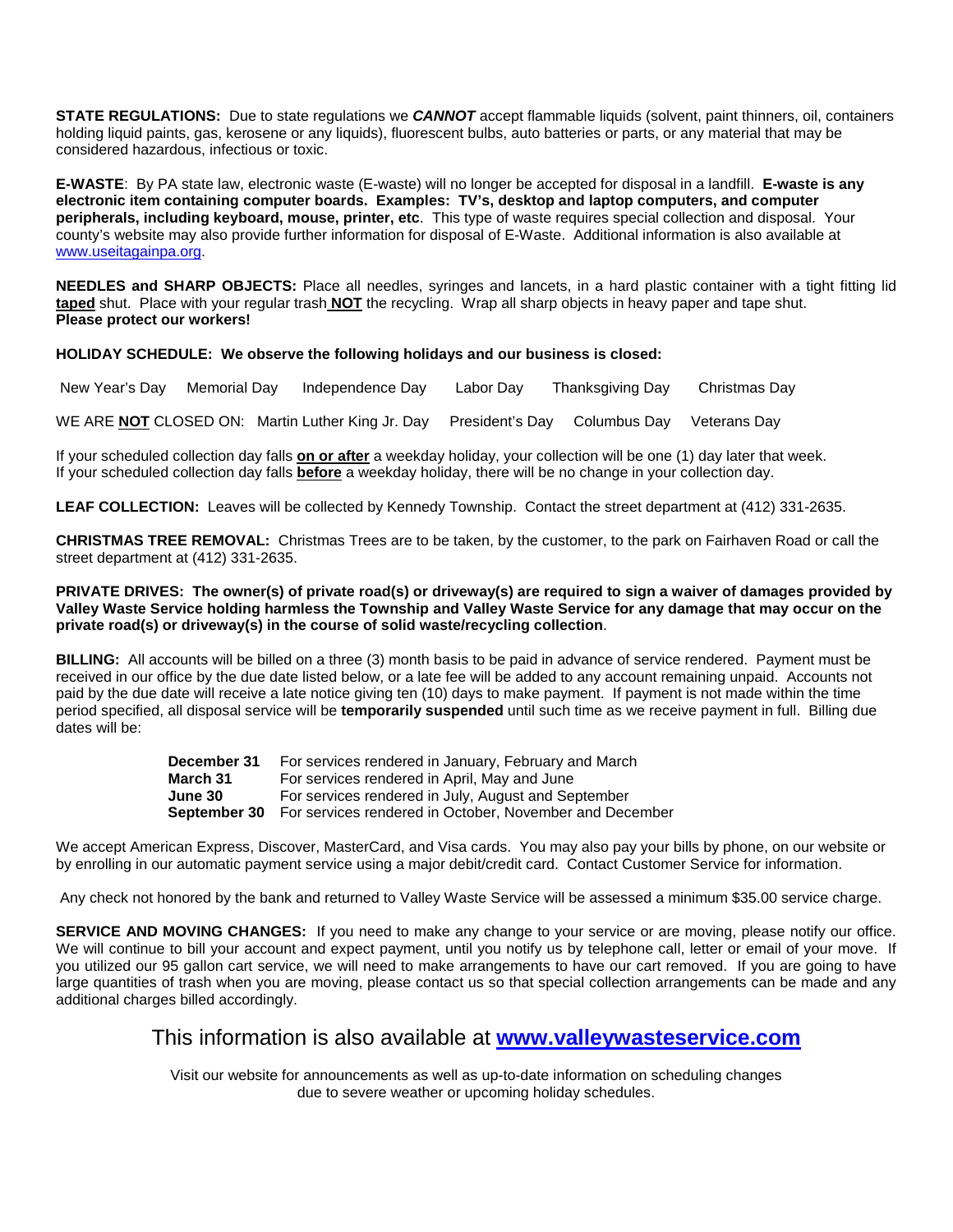**STATE REGULATIONS:** Due to state regulations we ***CANNOT*** accept flammable liquids (solvent, paint thinners, oil, containers holding liquid paints, gas, kerosene or any liquids), fluorescent bulbs, auto batteries or parts, or any material that may be considered hazardous, infectious or toxic.

**E-WASTE**: By PA state law, electronic waste (E-waste) will no longer be accepted for disposal in a landfill. **E-waste is any electronic item containing computer boards. Examples: TV's, desktop and laptop computers, and computer peripherals, including keyboard, mouse, printer, etc**. This type of waste requires special collection and disposal. Your county's website may also provide further information for disposal of E-Waste. Additional information is also available at www.useitagainpa.org.

**NEEDLES and SHARP OBJECTS:** Place all needles, syringes and lancets, in a hard plastic container with a tight fitting lid **taped** shut. Place with your regular trash **NOT** the recycling. Wrap all sharp objects in heavy paper and tape shut. **Please protect our workers!**

**HOLIDAY SCHEDULE: We observe the following holidays and our business is closed:**

New Year's Day    Memorial Day    Independence Day    Labor Day    Thanksgiving Day    Christmas Day

WE ARE **NOT** CLOSED ON: Martin Luther King Jr. Day    President's Day    Columbus Day    Veterans Day

If your scheduled collection day falls **on or after** a weekday holiday, your collection will be one (1) day later that week.
If your scheduled collection day falls **before** a weekday holiday, there will be no change in your collection day.

**LEAF COLLECTION:** Leaves will be collected by Kennedy Township. Contact the street department at (412) 331-2635.

**CHRISTMAS TREE REMOVAL:** Christmas Trees are to be taken, by the customer, to the park on Fairhaven Road or call the street department at (412) 331-2635.

**PRIVATE DRIVES: The owner(s) of private road(s) or driveway(s) are required to sign a waiver of damages provided by Valley Waste Service holding harmless the Township and Valley Waste Service for any damage that may occur on the private road(s) or driveway(s) in the course of solid waste/recycling collection**.

**BILLING:** All accounts will be billed on a three (3) month basis to be paid in advance of service rendered. Payment must be received in our office by the due date listed below, or a late fee will be added to any account remaining unpaid. Accounts not paid by the due date will receive a late notice giving ten (10) days to make payment. If payment is not made within the time period specified, all disposal service will be **temporarily suspended** until such time as we receive payment in full. Billing due dates will be:

| | |
|---|---|
| **December 31** | For services rendered in January, February and March |
| **March 31** | For services rendered in April, May and June |
| **June 30** | For services rendered in July, August and September |
| **September 30** | For services rendered in October, November and December |

We accept American Express, Discover, MasterCard, and Visa cards. You may also pay your bills by phone, on our website or by enrolling in our automatic payment service using a major debit/credit card. Contact Customer Service for information.

Any check not honored by the bank and returned to Valley Waste Service will be assessed a minimum $35.00 service charge.

**SERVICE AND MOVING CHANGES:** If you need to make any change to your service or are moving, please notify our office. We will continue to bill your account and expect payment, until you notify us by telephone call, letter or email of your move. If you utilized our 95 gallon cart service, we will need to make arrangements to have our cart removed. If you are going to have large quantities of trash when you are moving, please contact us so that special collection arrangements can be made and any additional charges billed accordingly.

## This information is also available at **www.valleywasteservice.com**

Visit our website for announcements as well as up-to-date information on scheduling changes due to severe weather or upcoming holiday schedules.